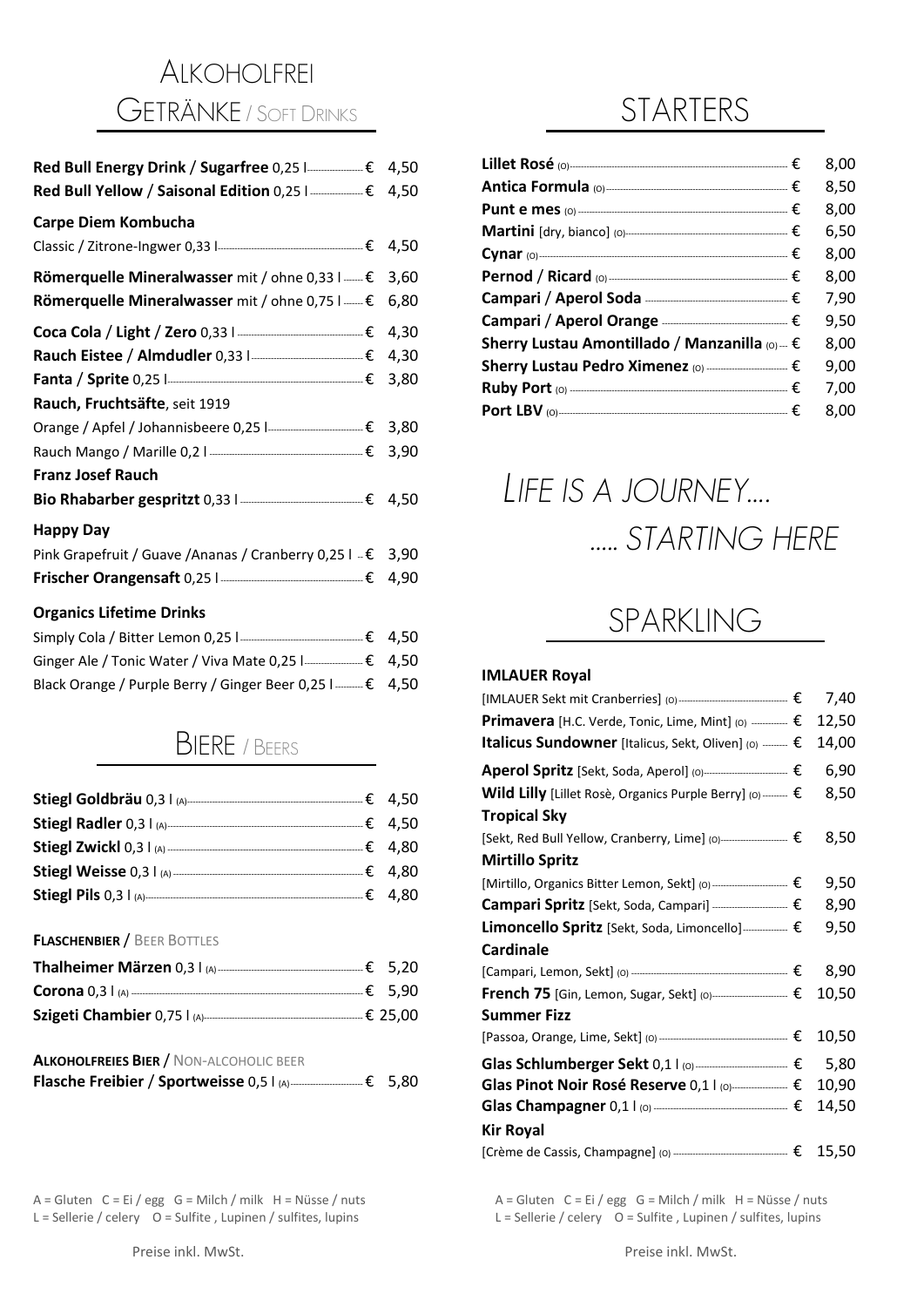# Alkoholfrei Getränke / Soft Drinks

| | | |
|---|---|---|
| **Red Bull Energy Drink** / **Sugarfree** 0,25 l | € | 4,50 |
| **Red Bull Yellow** / **Saisonal Edition** 0,25 l | € | 4,50 |

**Carpe Diem Kombucha**

| | | |
|---|---|---|
| Classic / Zitrone-Ingwer 0,33 l | € | 4,50 |
| **Römerquelle Mineralwasser** mit / ohne 0,33 l | € | 3,60 |
| **Römerquelle Mineralwasser** mit / ohne 0,75 l | € | 6,80 |
| **Coca Cola** / **Light** / **Zero** 0,33 l | € | 4,30 |
| **Rauch Eistee** / **Almdudler** 0,33 l | € | 4,30 |
| **Fanta** / **Sprite** 0,25 l | € | 3,80 |

**Rauch, Fruchtsäfte**, seit 1919

| | | |
|---|---|---|
| Orange / Apfel / Johannisbeere 0,25 l | € | 3,80 |
| Rauch Mango / Marille 0,2 l | € | 3,90 |

**Franz Josef Rauch**

| | | |
|---|---|---|
| **Bio Rhabarber gespritzt** 0,33 l | € | 4,50 |

**Happy Day**

| | | |
|---|---|---|
| Pink Grapefruit / Guave /Ananas / Cranberry 0,25 l | € | 3,90 |
| **Frischer Orangensaft** 0,25 l | € | 4,90 |

**Organics Lifetime Drinks**

| | | |
|---|---|---|
| Simply Cola / Bitter Lemon 0,25 l | € | 4,50 |
| Ginger Ale / Tonic Water / Viva Mate 0,25 l | € | 4,50 |
| Black Orange / Purple Berry / Ginger Beer 0,25 l | € | 4,50 |

# Biere / Beers

| | | |
|---|---|---|
| **Stiegl Goldbräu** 0,3 l (A) | € | 4,50 |
| **Stiegl Radler** 0,3 l (A) | € | 4,50 |
| **Stiegl Zwickl** 0,3 l (A) | € | 4,80 |
| **Stiegl Weisse** 0,3 l (A) | € | 4,80 |
| **Stiegl Pils** 0,3 l (A) | € | 4,80 |

**Flaschenbier** / Beer Bottles

| | | |
|---|---|---|
| **Thalheimer Märzen** 0,3 l (A) | € | 5,20 |
| **Corona** 0,3 l (A) | € | 5,90 |
| **Szigeti Chambier** 0,75 l (A) | € | 25,00 |

**Alkoholfreies Bier** / Non-alcoholic beer

| | | |
|---|---|---|
| **Flasche Freibier** / **Sportweisse** 0,5 l (A) | € | 5,80 |

A = Gluten C = Ei / egg G = Milch / milk H = Nüsse / nuts
L = Sellerie / celery O = Sulfite , Lupinen / sulfites, lupins

Preise inkl. MwSt.

# Starters

| | | |
|---|---|---|
| **Lillet Rosé** (O) | € | 8,00 |
| **Antica Formula** (O) | € | 8,50 |
| **Punt e mes** (O) | € | 8,00 |
| **Martini** [dry, bianco] (O) | € | 6,50 |
| **Cynar** (O) | € | 8,00 |
| **Pernod** / **Ricard** (O) | € | 8,00 |
| **Campari** / **Aperol Soda** | € | 7,90 |
| **Campari** / **Aperol Orange** | € | 9,50 |
| **Sherry Lustau Amontillado** / **Manzanilla** (O) | € | 8,00 |
| **Sherry Lustau Pedro Ximenez** (O) | € | 9,00 |
| **Ruby Port** (O) | € | 7,00 |
| **Port LBV** (O) | € | 8,00 |

*Life is a journey….*

*….. starting here*

# Sparkling

**IMLAUER Royal**

| | | |
|---|---|---|
| [IMLAUER Sekt mit Cranberries] (O) | € | 7,40 |
| **Primavera** [H.C. Verde, Tonic, Lime, Mint] (O) | € | 12,50 |
| **Italicus Sundowner** [Italicus, Sekt, Oliven] (O) | € | 14,00 |
| **Aperol Spritz** [Sekt, Soda, Aperol] (O) | € | 6,90 |
| **Wild Lilly** [Lillet Rosè, Organics Purple Berry] (O) | € | 8,50 |

**Tropical Sky**

| | | |
|---|---|---|
| [Sekt, Red Bull Yellow, Cranberry, Lime] (O) | € | 8,50 |

**Mirtillo Spritz**

| | | |
|---|---|---|
| [Mirtillo, Organics Bitter Lemon, Sekt] (O) | € | 9,50 |
| **Campari Spritz** [Sekt, Soda, Campari] | € | 8,90 |
| **Limoncello Spritz** [Sekt, Soda, Limoncello] | € | 9,50 |

**Cardinale**

| | | |
|---|---|---|
| [Campari, Lemon, Sekt] (O) | € | 8,90 |
| **French 75** [Gin, Lemon, Sugar, Sekt] (O) | € | 10,50 |

**Summer Fizz**

| | | |
|---|---|---|
| [Passoa, Orange, Lime, Sekt] (O) | € | 10,50 |
| **Glas Schlumberger Sekt** 0,1 l (O) | € | 5,80 |
| **Glas Pinot Noir Rosé Reserve** 0,1 l (O) | € | 10,90 |
| **Glas Champagner** 0,1 l (O) | € | 14,50 |

**Kir Royal**

| | | |
|---|---|---|
| [Crème de Cassis, Champagne] (O) | € | 15,50 |

A = Gluten C = Ei / egg G = Milch / milk H = Nüsse / nuts
L = Sellerie / celery O = Sulfite , Lupinen / sulfites, lupins

Preise inkl. MwSt.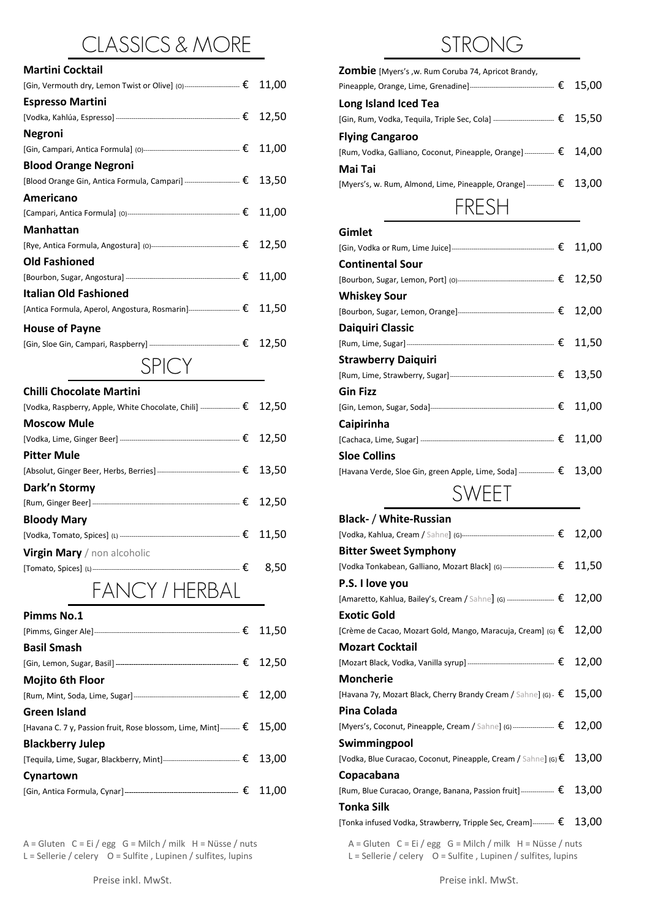# CLASSICS & MORE

**Martini Cocktail**
[Gin, Vermouth dry, Lemon Twist or Olive] (O) € 11,00

**Espresso Martini**
[Vodka, Kahlúa, Espresso] € 12,50

**Negroni**
[Gin, Campari, Antica Formula] (O) € 11,00

**Blood Orange Negroni**
[Blood Orange Gin, Antica Formula, Campari] € 13,50

**Americano**
[Campari, Antica Formula] (O) € 11,00

**Manhattan**
[Rye, Antica Formula, Angostura] (O) € 12,50

**Old Fashioned**
[Bourbon, Sugar, Angostura] € 11,00

**Italian Old Fashioned**
[Antica Formula, Aperol, Angostura, Rosmarin] € 11,50

**House of Payne**
[Gin, Sloe Gin, Campari, Raspberry] € 12,50

# SPICY

**Chilli Chocolate Martini**
[Vodka, Raspberry, Apple, White Chocolate, Chili] € 12,50

**Moscow Mule**
[Vodka, Lime, Ginger Beer] € 12,50

**Pitter Mule**
[Absolut, Ginger Beer, Herbs, Berries] € 13,50

**Dark'n Stormy**
[Rum, Ginger Beer] € 12,50

**Bloody Mary**
[Vodka, Tomato, Spices] (L) € 11,50

**Virgin Mary** / non alcoholic
[Tomato, Spices] (L) € 8,50

# FANCY / HERBAL

**Pimms No.1**
[Pimms, Ginger Ale] € 11,50

**Basil Smash**
[Gin, Lemon, Sugar, Basil] € 12,50

**Mojito 6th Floor**
[Rum, Mint, Soda, Lime, Sugar] € 12,00

**Green Island**
[Havana C. 7 y, Passion fruit, Rose blossom, Lime, Mint] € 15,00

**Blackberry Julep**
[Tequila, Lime, Sugar, Blackberry, Mint] € 13,00

**Cynartown**
[Gin, Antica Formula, Cynar] € 11,00

A = Gluten C = Ei / egg G = Milch / milk H = Nüsse / nuts
L = Sellerie / celery O = Sulfite , Lupinen / sulfites, lupins

Preise inkl. MwSt.

# STRONG

**Zombie** [Myers's ,w. Rum Coruba 74, Apricot Brandy, Pineapple, Orange, Lime, Grenadine] € 15,00

**Long Island Iced Tea**
[Gin, Rum, Vodka, Tequila, Triple Sec, Cola] € 15,50

**Flying Cangaroo**
[Rum, Vodka, Galliano, Coconut, Pineapple, Orange] € 14,00

**Mai Tai**
[Myers's, w. Rum, Almond, Lime, Pineapple, Orange] € 13,00

# FRESH

**Gimlet**
[Gin, Vodka or Rum, Lime Juice] € 11,00

**Continental Sour**
[Bourbon, Sugar, Lemon, Port] (O) € 12,50

**Whiskey Sour**
[Bourbon, Sugar, Lemon, Orange] € 12,00

**Daiquiri Classic**
[Rum, Lime, Sugar] € 11,50

**Strawberry Daiquiri**
[Rum, Lime, Strawberry, Sugar] € 13,50

**Gin Fizz**
[Gin, Lemon, Sugar, Soda] € 11,00

**Caipirinha**
[Cachaca, Lime, Sugar] € 11,00

**Sloe Collins**
[Havana Verde, Sloe Gin, green Apple, Lime, Soda] € 13,00

# SWEET

**Black- / White-Russian**
[Vodka, Kahlua, Cream / Sahne] (G) € 12,00

**Bitter Sweet Symphony**
[Vodka Tonkabean, Galliano, Mozart Black] (G) € 11,50

**P.S. I love you**
[Amaretto, Kahlua, Bailey's, Cream / Sahne] (G) € 12,00

**Exotic Gold**
[Crème de Cacao, Mozart Gold, Mango, Maracuja, Cream] (G) € 12,00

**Mozart Cocktail**
[Mozart Black, Vodka, Vanilla syrup] € 12,00

**Moncherie**
[Havana 7y, Mozart Black, Cherry Brandy Cream / Sahne] (G) € 15,00

**Pina Colada**
[Myers's, Coconut, Pineapple, Cream / Sahne] (G) € 12,00

**Swimmingpool**
[Vodka, Blue Curacao, Coconut, Pineapple, Cream / Sahne] (G) € 13,00

**Copacabana**
[Rum, Blue Curacao, Orange, Banana, Passion fruit] € 13,00

**Tonka Silk**
[Tonka infused Vodka, Strawberry, Tripple Sec, Cream] € 13,00

A = Gluten C = Ei / egg G = Milch / milk H = Nüsse / nuts
L = Sellerie / celery O = Sulfite , Lupinen / sulfites, lupins

Preise inkl. MwSt.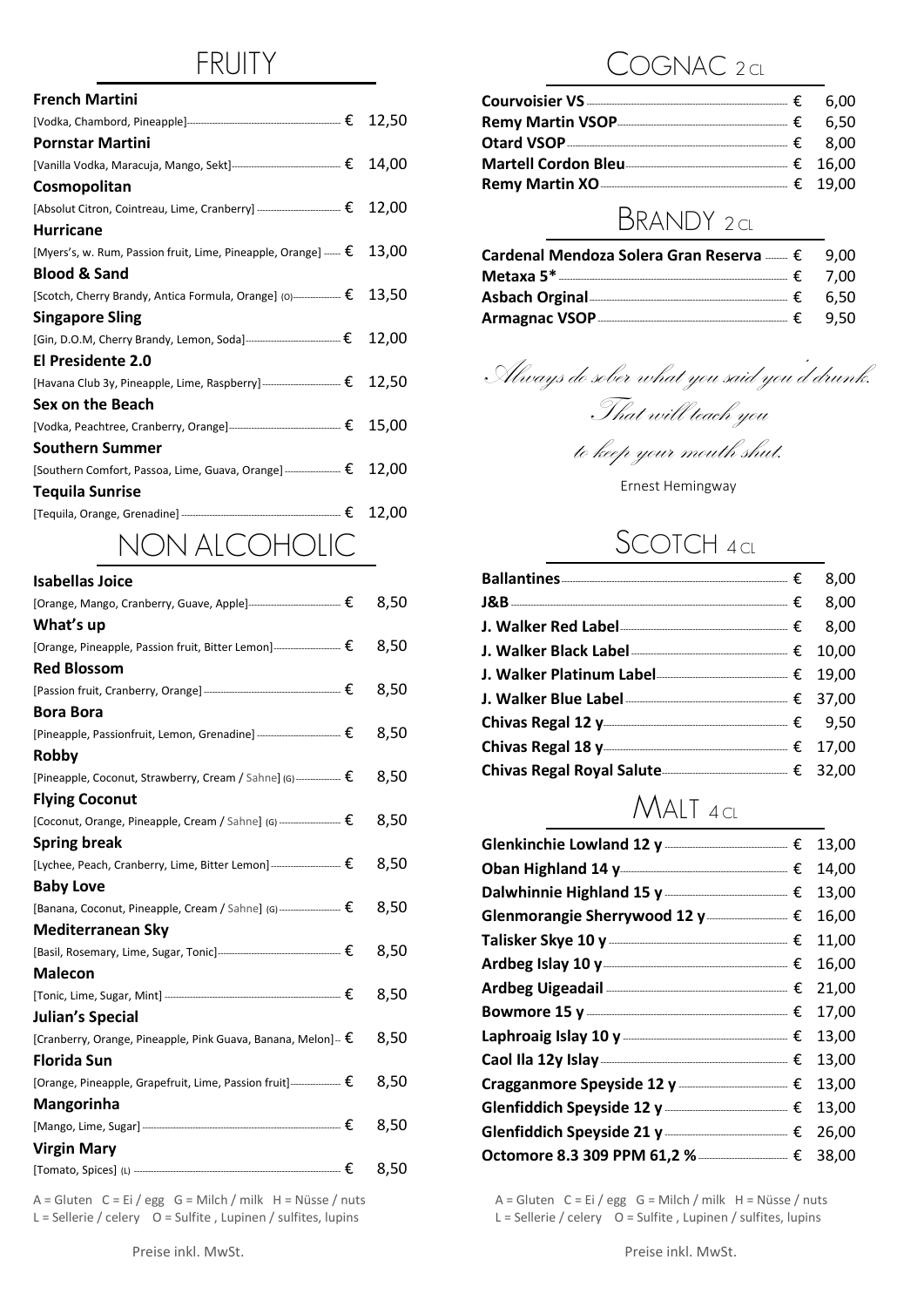# FRUITY

**French Martini**
[Vodka, Chambord, Pineapple] € 12,50

**Pornstar Martini**
[Vanilla Vodka, Maracuja, Mango, Sekt] € 14,00

**Cosmopolitan**
[Absolut Citron, Cointreau, Lime, Cranberry] € 12,00

**Hurricane**
[Myers's, w. Rum, Passion fruit, Lime, Pineapple, Orange] € 13,00

**Blood & Sand**
[Scotch, Cherry Brandy, Antica Formula, Orange] (O) € 13,50

**Singapore Sling**
[Gin, D.O.M, Cherry Brandy, Lemon, Soda] € 12,00

**El Presidente 2.0**
[Havana Club 3y, Pineapple, Lime, Raspberry] € 12,50

**Sex on the Beach**
[Vodka, Peachtree, Cranberry, Orange] € 15,00

**Southern Summer**
[Southern Comfort, Passoa, Lime, Guava, Orange] € 12,00

**Tequila Sunrise**
[Tequila, Orange, Grenadine] € 12,00

# NON ALCOHOLIC

**Isabellas Joice**
[Orange, Mango, Cranberry, Guave, Apple] € 8,50

**What's up**
[Orange, Pineapple, Passion fruit, Bitter Lemon] € 8,50

**Red Blossom**
[Passion fruit, Cranberry, Orange] € 8,50

**Bora Bora**
[Pineapple, Passionfruit, Lemon, Grenadine] € 8,50

**Robby**
[Pineapple, Coconut, Strawberry, Cream / Sahne] (G) € 8,50

**Flying Coconut**
[Coconut, Orange, Pineapple, Cream / Sahne] (G) € 8,50

**Spring break**
[Lychee, Peach, Cranberry, Lime, Bitter Lemon] € 8,50

**Baby Love**
[Banana, Coconut, Pineapple, Cream / Sahne] (G) € 8,50

**Mediterranean Sky**
[Basil, Rosemary, Lime, Sugar, Tonic] € 8,50

**Malecon**
[Tonic, Lime, Sugar, Mint] € 8,50

**Julian's Special**
[Cranberry, Orange, Pineapple, Pink Guava, Banana, Melon] € 8,50

**Florida Sun**
[Orange, Pineapple, Grapefruit, Lime, Passion fruit] € 8,50

**Mangorinha**
[Mango, Lime, Sugar] € 8,50

**Virgin Mary**
[Tomato, Spices] (L) € 8,50

A = Gluten C = Ei / egg G = Milch / milk H = Nüsse / nuts
L = Sellerie / celery O = Sulfite , Lupinen / sulfites, lupins

Preise inkl. MwSt.

# COGNAC 2 CL

| | |
|---|---|
| **Courvoisier VS** | € 6,00 |
| **Remy Martin VSOP** | € 6,50 |
| **Otard VSOP** | € 8,00 |
| **Martell Cordon Bleu** | € 16,00 |
| **Remy Martin XO** | € 19,00 |

# BRANDY 2 CL

| | |
|---|---|
| **Cardenal Mendoza Solera Gran Reserva** | € 9,00 |
| **Metaxa 5*** | € 7,00 |
| **Asbach Orginal** | € 6,50 |
| **Armagnac VSOP** | € 9,50 |

*Always do sober what you said you'd drunk. That will teach you to keep your mouth shut.*

Ernest Hemingway

# SCOTCH 4 CL

| | |
|---|---|
| **Ballantines** | € 8,00 |
| **J&B** | € 8,00 |
| **J. Walker Red Label** | € 8,00 |
| **J. Walker Black Label** | € 10,00 |
| **J. Walker Platinum Label** | € 19,00 |
| **J. Walker Blue Label** | € 37,00 |
| **Chivas Regal 12 y** | € 9,50 |
| **Chivas Regal 18 y** | € 17,00 |
| **Chivas Regal Royal Salute** | € 32,00 |

# MALT 4 CL

| | |
|---|---|
| **Glenkinchie Lowland 12 y** | € 13,00 |
| **Oban Highland 14 y** | € 14,00 |
| **Dalwhinnie Highland 15 y** | € 13,00 |
| **Glenmorangie Sherrywood 12 y** | € 16,00 |
| **Talisker Skye 10 y** | € 11,00 |
| **Ardbeg Islay 10 y** | € 16,00 |
| **Ardbeg Uigeadail** | € 21,00 |
| **Bowmore 15 y** | € 17,00 |
| **Laphroaig Islay 10 y** | € 13,00 |
| **Caol Ila 12y Islay** | € 13,00 |
| **Cragganmore Speyside 12 y** | € 13,00 |
| **Glenfiddich Speyside 12 y** | € 13,00 |
| **Glenfiddich Speyside 21 y** | € 26,00 |
| **Octomore 8.3 309 PPM 61,2 %** | € 38,00 |

A = Gluten C = Ei / egg G = Milch / milk H = Nüsse / nuts
L = Sellerie / celery O = Sulfite , Lupinen / sulfites, lupins

Preise inkl. MwSt.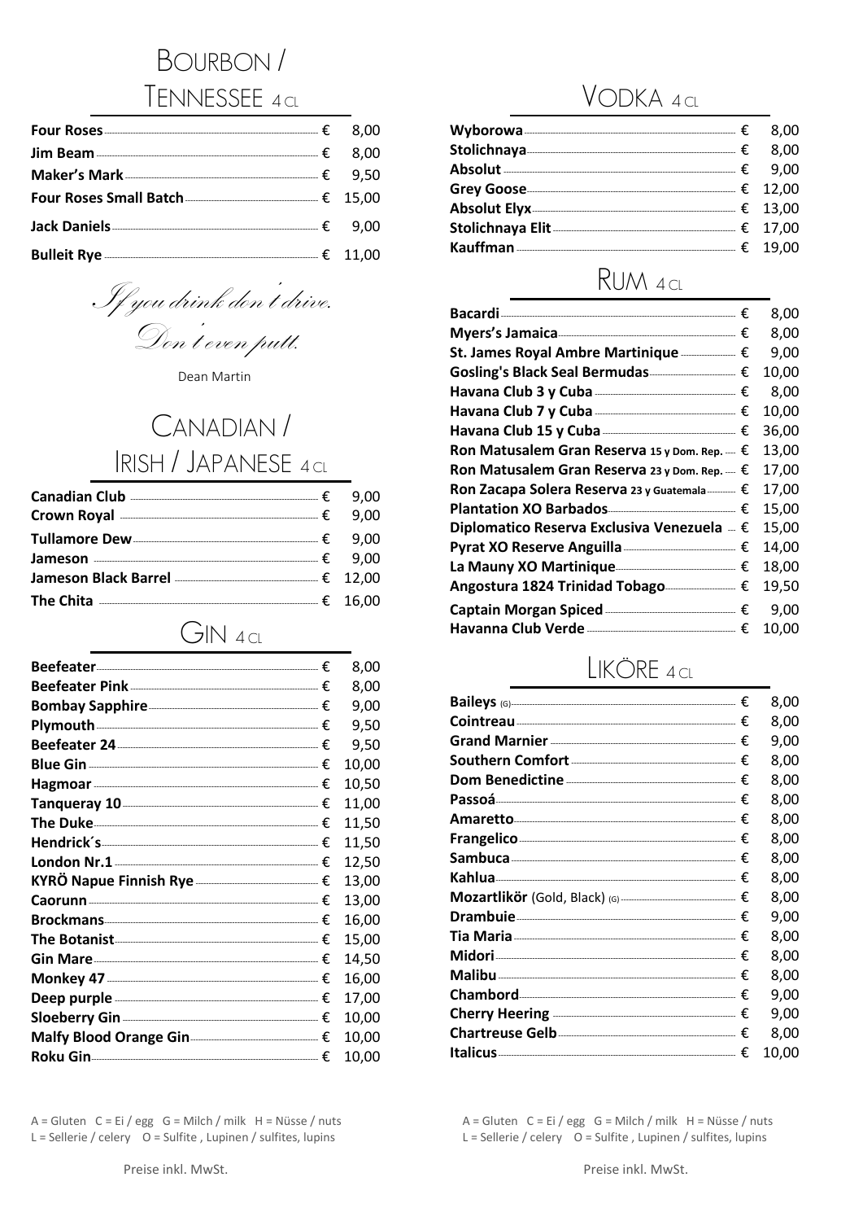## Bourbon / Tennessee 4 cl

| | | |
|---|---|---|
| **Four Roses** | € | 8,00 |
| **Jim Beam** | € | 8,00 |
| **Maker's Mark** | € | 9,50 |
| **Four Roses Small Batch** | € | 15,00 |
| **Jack Daniels** | € | 9,00 |
| **Bulleit Rye** | € | 11,00 |

*If you drink don't drive. Don't even putt.*

Dean Martin

## Canadian / Irish / Japanese 4 cl

| | | |
|---|---|---|
| **Canadian Club** | € | 9,00 |
| **Crown Royal** | € | 9,00 |
| **Tullamore Dew** | € | 9,00 |
| **Jameson** | € | 9,00 |
| **Jameson Black Barrel** | € | 12,00 |
| **The Chita** | € | 16,00 |

## Gin 4 cl

| | | |
|---|---|---|
| **Beefeater** | € | 8,00 |
| **Beefeater Pink** | € | 8,00 |
| **Bombay Sapphire** | € | 9,00 |
| **Plymouth** | € | 9,50 |
| **Beefeater 24** | € | 9,50 |
| **Blue Gin** | € | 10,00 |
| **Hagmoar** | € | 10,50 |
| **Tanqueray 10** | € | 11,00 |
| **The Duke** | € | 11,50 |
| **Hendrick´s** | € | 11,50 |
| **London Nr.1** | € | 12,50 |
| **KYRÖ Napue Finnish Rye** | € | 13,00 |
| **Caorunn** | € | 13,00 |
| **Brockmans** | € | 16,00 |
| **The Botanist** | € | 15,00 |
| **Gin Mare** | € | 14,50 |
| **Monkey 47** | € | 16,00 |
| **Deep purple** | € | 17,00 |
| **Sloeberry Gin** | € | 10,00 |
| **Malfy Blood Orange Gin** | € | 10,00 |
| **Roku Gin** | € | 10,00 |

A = Gluten C = Ei / egg G = Milch / milk H = Nüsse / nuts
L = Sellerie / celery O = Sulfite , Lupinen / sulfites, lupins

Preise inkl. MwSt.

## Vodka 4 cl

| | | |
|---|---|---|
| **Wyborowa** | € | 8,00 |
| **Stolichnaya** | € | 8,00 |
| **Absolut** | € | 9,00 |
| **Grey Goose** | € | 12,00 |
| **Absolut Elyx** | € | 13,00 |
| **Stolichnaya Elit** | € | 17,00 |
| **Kauffman** | € | 19,00 |

## Rum 4 cl

| | | |
|---|---|---|
| **Bacardi** | € | 8,00 |
| **Myers's Jamaica** | € | 8,00 |
| **St. James Royal Ambre Martinique** | € | 9,00 |
| **Gosling's Black Seal Bermudas** | € | 10,00 |
| **Havana Club 3 y Cuba** | € | 8,00 |
| **Havana Club 7 y Cuba** | € | 10,00 |
| **Havana Club 15 y Cuba** | € | 36,00 |
| **Ron Matusalem Gran Reserva 15 y Dom. Rep.** | € | 13,00 |
| **Ron Matusalem Gran Reserva 23 y Dom. Rep.** | € | 17,00 |
| **Ron Zacapa Solera Reserva 23 y Guatemala** | € | 17,00 |
| **Plantation XO Barbados** | € | 15,00 |
| **Diplomatico Reserva Exclusiva Venezuela** | € | 15,00 |
| **Pyrat XO Reserve Anguilla** | € | 14,00 |
| **La Mauny XO Martinique** | € | 18,00 |
| **Angostura 1824 Trinidad Tobago** | € | 19,50 |
| **Captain Morgan Spiced** | € | 9,00 |
| **Havanna Club Verde** | € | 10,00 |

## Liköre 4 cl

| | | |
|---|---|---|
| **Baileys** (G) | € | 8,00 |
| **Cointreau** | € | 8,00 |
| **Grand Marnier** | € | 9,00 |
| **Southern Comfort** | € | 8,00 |
| **Dom Benedictine** | € | 8,00 |
| **Passoá** | € | 8,00 |
| **Amaretto** | € | 8,00 |
| **Frangelico** | € | 8,00 |
| **Sambuca** | € | 8,00 |
| **Kahlua** | € | 8,00 |
| **Mozartlikör** (Gold, Black) (G) | € | 8,00 |
| **Drambuie** | € | 9,00 |
| **Tia Maria** | € | 8,00 |
| **Midori** | € | 8,00 |
| **Malibu** | € | 8,00 |
| **Chambord** | € | 9,00 |
| **Cherry Heering** | € | 9,00 |
| **Chartreuse Gelb** | € | 8,00 |
| **Italicus** | € | 10,00 |

A = Gluten C = Ei / egg G = Milch / milk H = Nüsse / nuts
L = Sellerie / celery O = Sulfite , Lupinen / sulfites, lupins

Preise inkl. MwSt.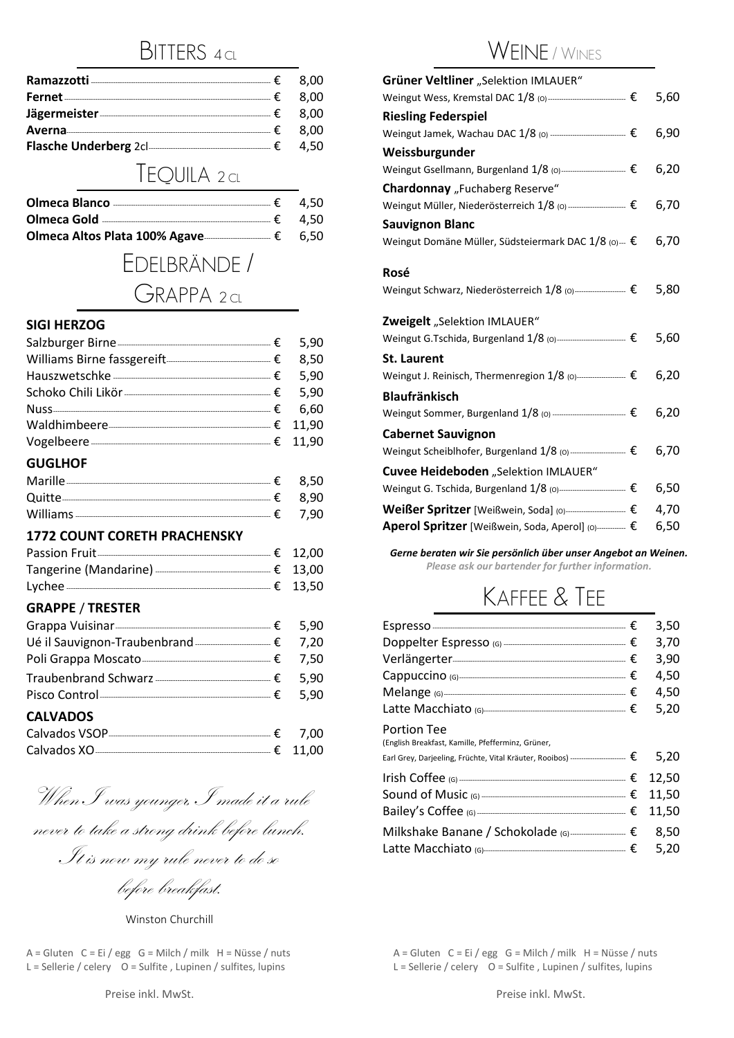# Bitters 4 cl

| | | |
|---|---|---|
| **Ramazzotti** | € | 8,00 |
| **Fernet** | € | 8,00 |
| **Jägermeister** | € | 8,00 |
| **Averna** | € | 8,00 |
| **Flasche Underberg** 2cl | € | 4,50 |

# Tequila 2 cl

| | | |
|---|---|---|
| **Olmeca Blanco** | € | 4,50 |
| **Olmeca Gold** | € | 4,50 |
| **Olmeca Altos Plata 100% Agave** | € | 6,50 |

# Edelbrände / Grappa 2 cl

### SIGI HERZOG

| | | |
|---|---|---|
| Salzburger Birne | € | 5,90 |
| Williams Birne fassgereift | € | 8,50 |
| Hauszwetschke | € | 5,90 |
| Schoko Chili Likör | € | 5,90 |
| Nuss | € | 6,60 |
| Waldhimbeere | € | 11,90 |
| Vogelbeere | € | 11,90 |

### GUGLHOF

| | | |
|---|---|---|
| Marille | € | 8,50 |
| Quitte | € | 8,90 |
| Williams | € | 7,90 |

### 1772 COUNT CORETH PRACHENSKY

| | | |
|---|---|---|
| Passion Fruit | € | 12,00 |
| Tangerine (Mandarine) | € | 13,00 |
| Lychee | € | 13,50 |

### GRAPPE / TRESTER

| | | |
|---|---|---|
| Grappa Vuisinar | € | 5,90 |
| Ué il Sauvignon-Traubenbrand | € | 7,20 |
| Poli Grappa Moscato | € | 7,50 |
| Traubenbrand Schwarz | € | 5,90 |
| Pisco Control | € | 5,90 |

### CALVADOS

| | | |
|---|---|---|
| Calvados VSOP | € | 7,00 |
| Calvados XO | € | 11,00 |

*When I was younger, I made it a rule never to take a strong drink before lunch. It is now my rule never to do so before breakfast.*

Winston Churchill

A = Gluten C = Ei / egg G = Milch / milk H = Nüsse / nuts
L = Sellerie / celery O = Sulfite , Lupinen / sulfites, lupins

Preise inkl. MwSt.

# Weine / Wines

| | | |
|---|---|---|
| **Grüner Veltliner** „Selektion IMLAUER" Weingut Wess, Kremstal DAC 1/8 (O) | € | 5,60 |
| **Riesling Federspiel** Weingut Jamek, Wachau DAC 1/8 (O) | € | 6,90 |
| **Weissburgunder** Weingut Gsellmann, Burgenland 1/8 (O) | € | 6,20 |
| **Chardonnay** „Fuchaberg Reserve" Weingut Müller, Niederösterreich 1/8 (O) | € | 6,70 |
| **Sauvignon Blanc** Weingut Domäne Müller, Südsteiermark DAC 1/8 (O) | € | 6,70 |
| **Rosé** Weingut Schwarz, Niederösterreich 1/8 (O) | € | 5,80 |
| **Zweigelt** „Selektion IMLAUER" Weingut G.Tschida, Burgenland 1/8 (O) | € | 5,60 |
| **St. Laurent** Weingut J. Reinisch, Thermenregion 1/8 (O) | € | 6,20 |
| **Blaufränkisch** Weingut Sommer, Burgenland 1/8 (O) | € | 6,20 |
| **Cabernet Sauvignon** Weingut Scheiblhofer, Burgenland 1/8 (O) | € | 6,70 |
| **Cuvee Heideboden** „Selektion IMLAUER" Weingut G. Tschida, Burgenland 1/8 (O) | € | 6,50 |
| **Weißer Spritzer** [Weißwein, Soda] (O) | € | 4,70 |
| **Aperol Spritzer** [Weißwein, Soda, Aperol] (O) | € | 6,50 |

***Gerne beraten wir Sie persönlich über unser Angebot an Weinen.***
***Please ask our bartender for further information.***

# Kaffee & Tee

| | | |
|---|---|---|
| Espresso | € | 3,50 |
| Doppelter Espresso (G) | € | 3,70 |
| Verlängerter | € | 3,90 |
| Cappuccino (G) | € | 4,50 |
| Melange (G) | € | 4,50 |
| Latte Macchiato (G) | € | 5,20 |
| Portion Tee (English Breakfast, Kamille, Pfefferminz, Grüner, Earl Grey, Darjeeling, Früchte, Vital Kräuter, Rooibos) | € | 5,20 |
| Irish Coffee (G) | € | 12,50 |
| Sound of Music (G) | € | 11,50 |
| Bailey's Coffee (G) | € | 11,50 |
| Milkshake Banane / Schokolade (G) | € | 8,50 |
| Latte Macchiato (G) | € | 5,20 |

A = Gluten C = Ei / egg G = Milch / milk H = Nüsse / nuts
L = Sellerie / celery O = Sulfite , Lupinen / sulfites, lupins

Preise inkl. MwSt.